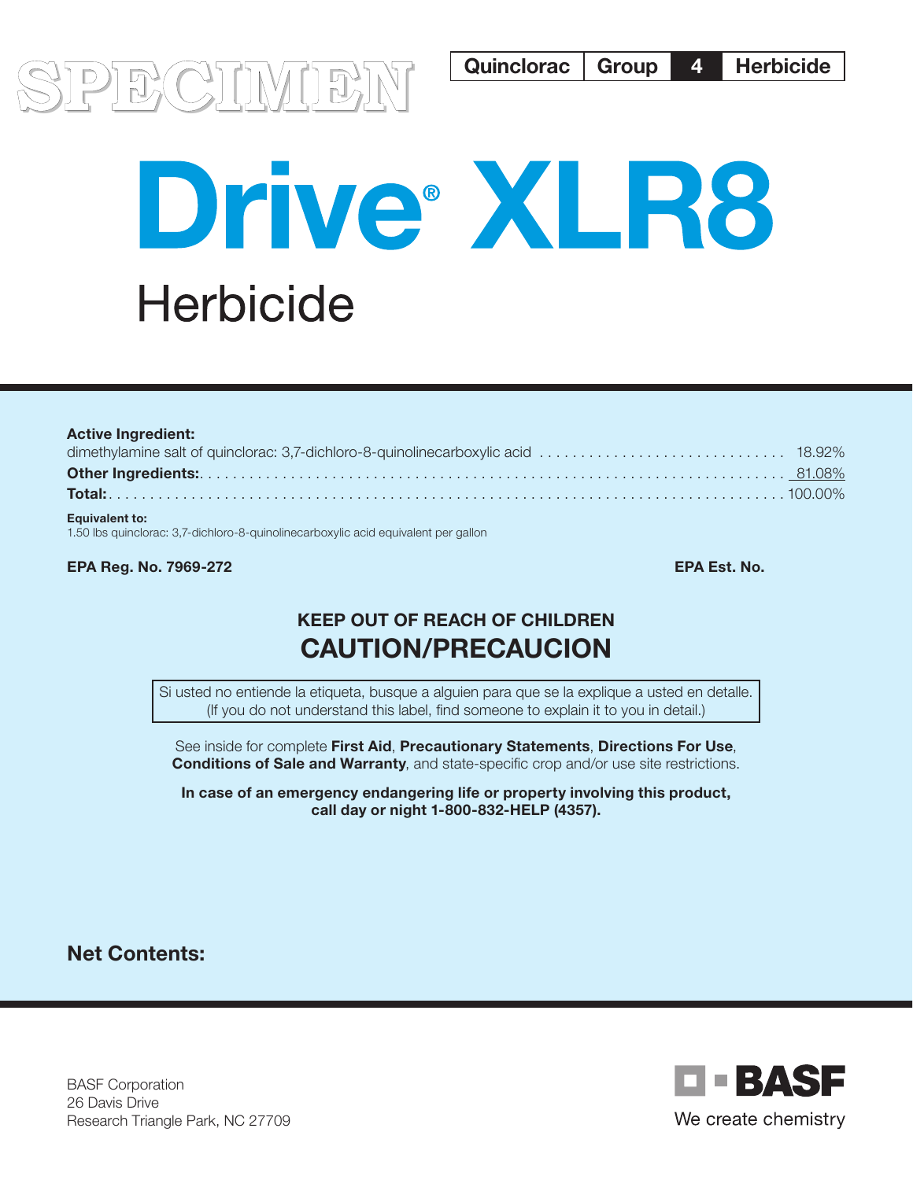SPECIMEN

| Quinclorac | Group | 4 | Herbicide |
|---|---|---|---|

# Drive® XLR8

## Herbicide

**Active Ingredient:**

dimethylamine salt of quinclorac: 3,7-dichloro-8-quinolinecarboxylic acid .............................. 18.92%

**Other Ingredients:** .............................................................................. 81.08%

**Total:** .............................................................................. 100.00%

**Equivalent to:**

1.50 lbs quinclorac: 3,7-dichloro-8-quinolinecarboxylic acid equivalent per gallon

**EPA Reg. No. 7969-272**

**EPA Est. No.**

**KEEP OUT OF REACH OF CHILDREN**

**CAUTION/PRECAUCION**

Si usted no entiende la etiqueta, busque a alguien para que se la explique a usted en detalle.
(If you do not understand this label, find someone to explain it to you in detail.)

See inside for complete **First Aid**, **Precautionary Statements**, **Directions For Use**, **Conditions of Sale and Warranty**, and state-specific crop and/or use site restrictions.

**In case of an emergency endangering life or property involving this product, call day or night 1-800-832-HELP (4357).**

**Net Contents:**

BASF Corporation
26 Davis Drive
Research Triangle Park, NC 27709

BASF
We create chemistry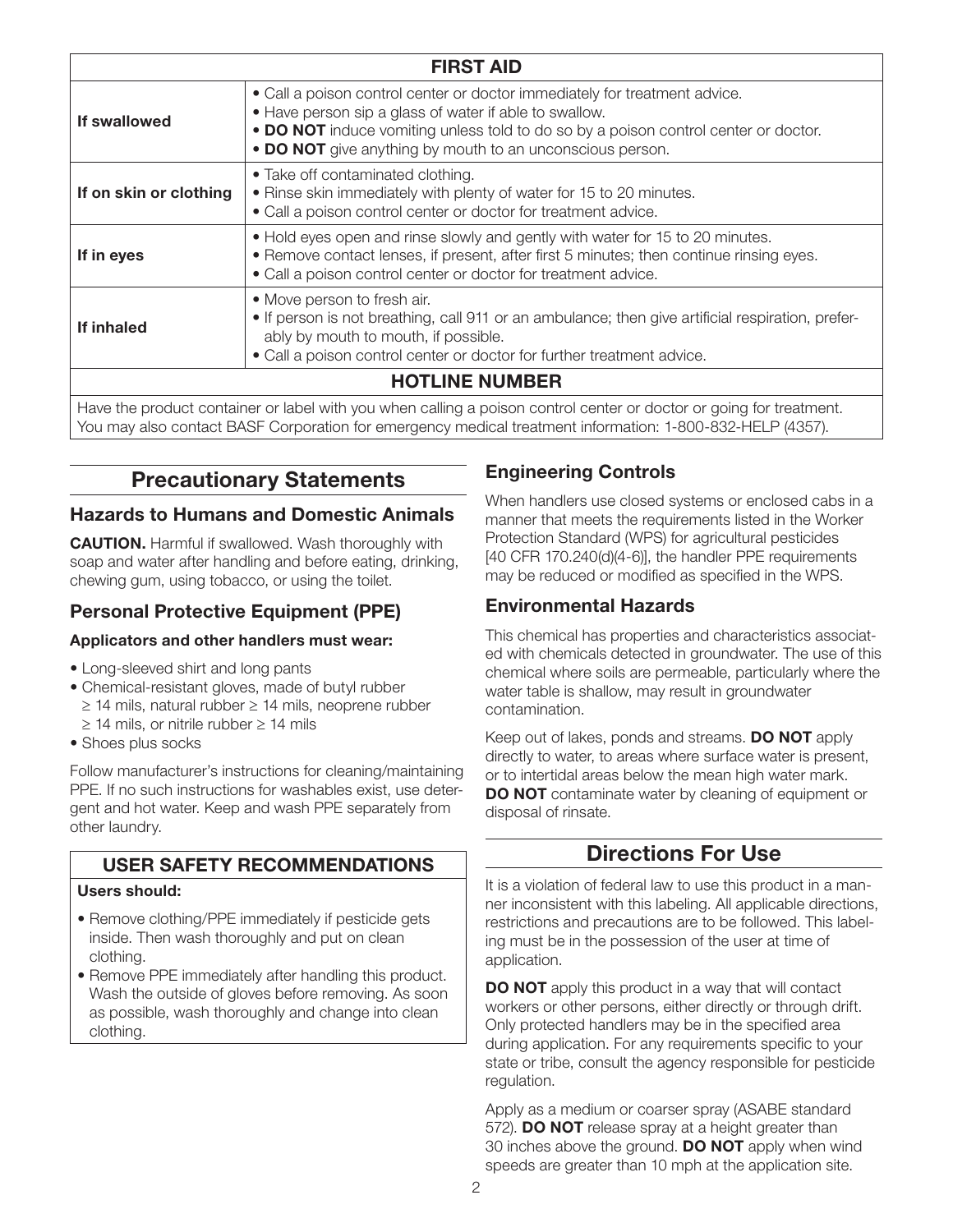| FIRST AID | |
|---|---|
| **If swallowed** | • Call a poison control center or doctor immediately for treatment advice.<br>• Have person sip a glass of water if able to swallow.<br>• **DO NOT** induce vomiting unless told to do so by a poison control center or doctor.<br>• **DO NOT** give anything by mouth to an unconscious person. |
| **If on skin or clothing** | • Take off contaminated clothing.<br>• Rinse skin immediately with plenty of water for 15 to 20 minutes.<br>• Call a poison control center or doctor for treatment advice. |
| **If in eyes** | • Hold eyes open and rinse slowly and gently with water for 15 to 20 minutes.<br>• Remove contact lenses, if present, after first 5 minutes; then continue rinsing eyes.<br>• Call a poison control center or doctor for treatment advice. |
| **If inhaled** | • Move person to fresh air.<br>• If person is not breathing, call 911 or an ambulance; then give artificial respiration, preferably by mouth to mouth, if possible.<br>• Call a poison control center or doctor for further treatment advice. |
| **HOTLINE NUMBER** | |
| Have the product container or label with you when calling a poison control center or doctor or going for treatment. You may also contact BASF Corporation for emergency medical treatment information: 1-800-832-HELP (4357). | |

## Precautionary Statements

### Hazards to Humans and Domestic Animals

**CAUTION.** Harmful if swallowed. Wash thoroughly with soap and water after handling and before eating, drinking, chewing gum, using tobacco, or using the toilet.

### Personal Protective Equipment (PPE)

**Applicators and other handlers must wear:**

- Long-sleeved shirt and long pants
- Chemical-resistant gloves, made of butyl rubber ≥ 14 mils, natural rubber ≥ 14 mils, neoprene rubber ≥ 14 mils, or nitrile rubber ≥ 14 mils
- Shoes plus socks

Follow manufacturer's instructions for cleaning/maintaining PPE. If no such instructions for washables exist, use detergent and hot water. Keep and wash PPE separately from other laundry.

### USER SAFETY RECOMMENDATIONS

**Users should:**

- Remove clothing/PPE immediately if pesticide gets inside. Then wash thoroughly and put on clean clothing.
- Remove PPE immediately after handling this product. Wash the outside of gloves before removing. As soon as possible, wash thoroughly and change into clean clothing.

### Engineering Controls

When handlers use closed systems or enclosed cabs in a manner that meets the requirements listed in the Worker Protection Standard (WPS) for agricultural pesticides [40 CFR 170.240(d)(4-6)], the handler PPE requirements may be reduced or modified as specified in the WPS.

### Environmental Hazards

This chemical has properties and characteristics associated with chemicals detected in groundwater. The use of this chemical where soils are permeable, particularly where the water table is shallow, may result in groundwater contamination.

Keep out of lakes, ponds and streams. **DO NOT** apply directly to water, to areas where surface water is present, or to intertidal areas below the mean high water mark. **DO NOT** contaminate water by cleaning of equipment or disposal of rinsate.

## Directions For Use

It is a violation of federal law to use this product in a manner inconsistent with this labeling. All applicable directions, restrictions and precautions are to be followed. This labeling must be in the possession of the user at time of application.

**DO NOT** apply this product in a way that will contact workers or other persons, either directly or through drift. Only protected handlers may be in the specified area during application. For any requirements specific to your state or tribe, consult the agency responsible for pesticide regulation.

Apply as a medium or coarser spray (ASABE standard 572). **DO NOT** release spray at a height greater than 30 inches above the ground. **DO NOT** apply when wind speeds are greater than 10 mph at the application site.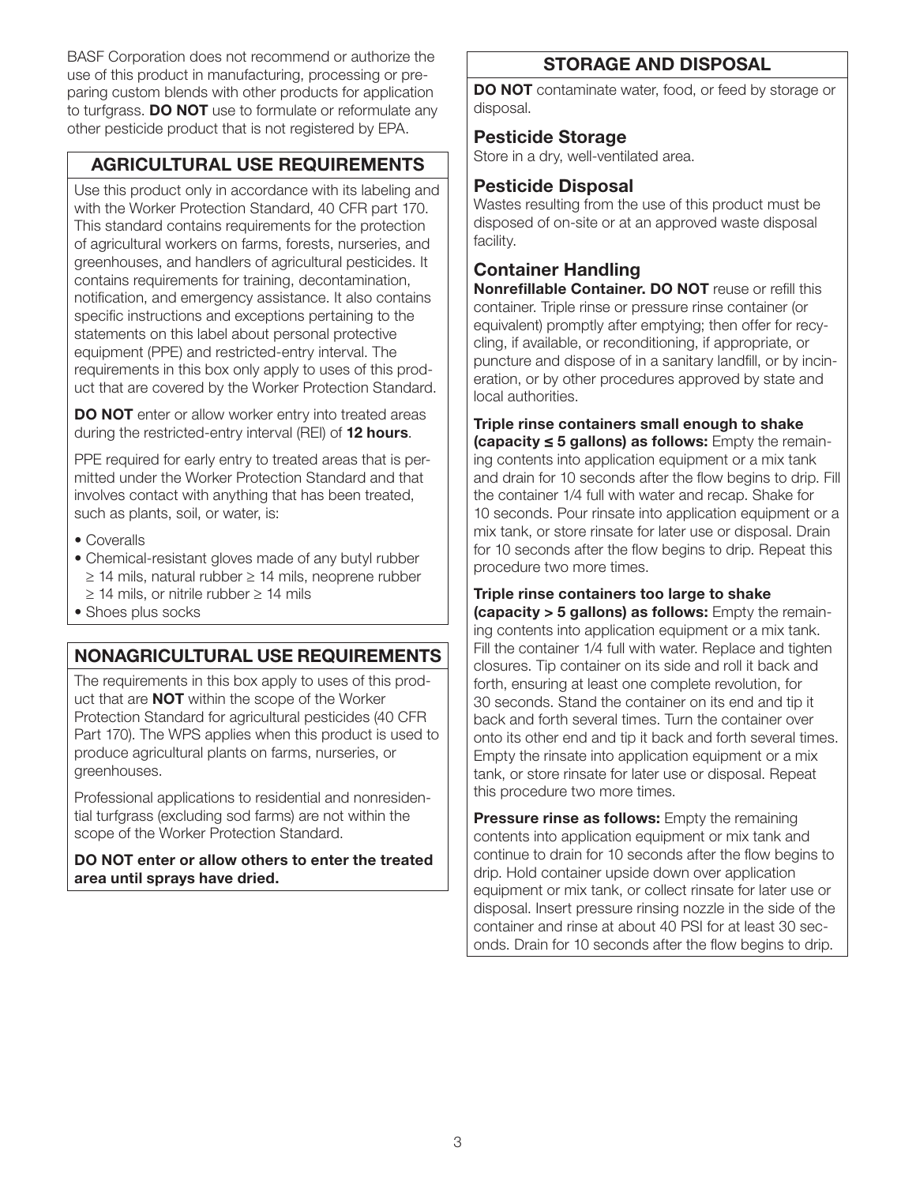BASF Corporation does not recommend or authorize the use of this product in manufacturing, processing or preparing custom blends with other products for application to turfgrass. **DO NOT** use to formulate or reformulate any other pesticide product that is not registered by EPA.

## AGRICULTURAL USE REQUIREMENTS

Use this product only in accordance with its labeling and with the Worker Protection Standard, 40 CFR part 170. This standard contains requirements for the protection of agricultural workers on farms, forests, nurseries, and greenhouses, and handlers of agricultural pesticides. It contains requirements for training, decontamination, notification, and emergency assistance. It also contains specific instructions and exceptions pertaining to the statements on this label about personal protective equipment (PPE) and restricted-entry interval. The requirements in this box only apply to uses of this product that are covered by the Worker Protection Standard.

**DO NOT** enter or allow worker entry into treated areas during the restricted-entry interval (REI) of **12 hours**.

PPE required for early entry to treated areas that is permitted under the Worker Protection Standard and that involves contact with anything that has been treated, such as plants, soil, or water, is:

- Coveralls
- Chemical-resistant gloves made of any butyl rubber ≥ 14 mils, natural rubber ≥ 14 mils, neoprene rubber ≥ 14 mils, or nitrile rubber ≥ 14 mils
- Shoes plus socks

## NONAGRICULTURAL USE REQUIREMENTS

The requirements in this box apply to uses of this product that are **NOT** within the scope of the Worker Protection Standard for agricultural pesticides (40 CFR Part 170). The WPS applies when this product is used to produce agricultural plants on farms, nurseries, or greenhouses.

Professional applications to residential and nonresidential turfgrass (excluding sod farms) are not within the scope of the Worker Protection Standard.

**DO NOT enter or allow others to enter the treated area until sprays have dried.**

## STORAGE AND DISPOSAL

**DO NOT** contaminate water, food, or feed by storage or disposal.

### Pesticide Storage

Store in a dry, well-ventilated area.

### Pesticide Disposal

Wastes resulting from the use of this product must be disposed of on-site or at an approved waste disposal facility.

### Container Handling

**Nonrefillable Container. DO NOT** reuse or refill this container. Triple rinse or pressure rinse container (or equivalent) promptly after emptying; then offer for recycling, if available, or reconditioning, if appropriate, or puncture and dispose of in a sanitary landfill, or by incineration, or by other procedures approved by state and local authorities.

**Triple rinse containers small enough to shake (capacity ≤ 5 gallons) as follows:** Empty the remaining contents into application equipment or a mix tank and drain for 10 seconds after the flow begins to drip. Fill the container 1/4 full with water and recap. Shake for 10 seconds. Pour rinsate into application equipment or a mix tank, or store rinsate for later use or disposal. Drain for 10 seconds after the flow begins to drip. Repeat this procedure two more times.

**Triple rinse containers too large to shake (capacity > 5 gallons) as follows:** Empty the remaining contents into application equipment or a mix tank. Fill the container 1/4 full with water. Replace and tighten closures. Tip container on its side and roll it back and forth, ensuring at least one complete revolution, for 30 seconds. Stand the container on its end and tip it back and forth several times. Turn the container over onto its other end and tip it back and forth several times. Empty the rinsate into application equipment or a mix tank, or store rinsate for later use or disposal. Repeat this procedure two more times.

**Pressure rinse as follows:** Empty the remaining contents into application equipment or mix tank and continue to drain for 10 seconds after the flow begins to drip. Hold container upside down over application equipment or mix tank, or collect rinsate for later use or disposal. Insert pressure rinsing nozzle in the side of the container and rinse at about 40 PSI for at least 30 seconds. Drain for 10 seconds after the flow begins to drip.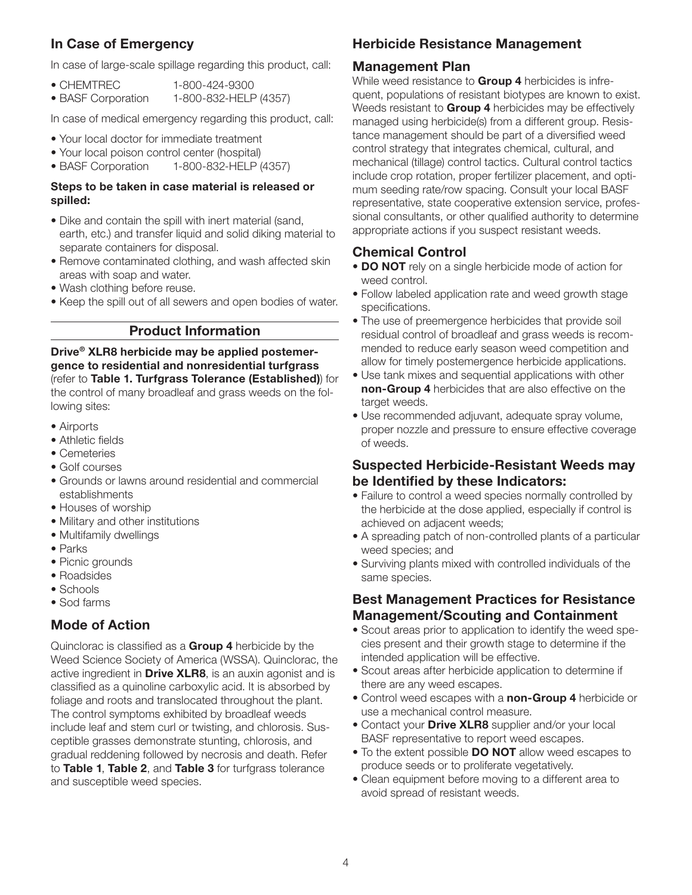## In Case of Emergency

In case of large-scale spillage regarding this product, call:

- CHEMTREC 1-800-424-9300
- BASF Corporation 1-800-832-HELP (4357)

In case of medical emergency regarding this product, call:

- Your local doctor for immediate treatment
- Your local poison control center (hospital)
- BASF Corporation 1-800-832-HELP (4357)

**Steps to be taken in case material is released or spilled:**

- Dike and contain the spill with inert material (sand, earth, etc.) and transfer liquid and solid diking material to separate containers for disposal.
- Remove contaminated clothing, and wash affected skin areas with soap and water.
- Wash clothing before reuse.
- Keep the spill out of all sewers and open bodies of water.

## Product Information

**Drive® XLR8 herbicide may be applied postemergence to residential and nonresidential turfgrass** (refer to **Table 1. Turfgrass Tolerance (Established)**) for the control of many broadleaf and grass weeds on the following sites:

- Airports
- Athletic fields
- Cemeteries
- Golf courses
- Grounds or lawns around residential and commercial establishments
- Houses of worship
- Military and other institutions
- Multifamily dwellings
- Parks
- Picnic grounds
- Roadsides
- Schools
- Sod farms

## Mode of Action

Quinclorac is classified as a **Group 4** herbicide by the Weed Science Society of America (WSSA). Quinclorac, the active ingredient in **Drive XLR8**, is an auxin agonist and is classified as a quinoline carboxylic acid. It is absorbed by foliage and roots and translocated throughout the plant. The control symptoms exhibited by broadleaf weeds include leaf and stem curl or twisting, and chlorosis. Susceptible grasses demonstrate stunting, chlorosis, and gradual reddening followed by necrosis and death. Refer to **Table 1**, **Table 2**, and **Table 3** for turfgrass tolerance and susceptible weed species.

## Herbicide Resistance Management

### Management Plan

While weed resistance to **Group 4** herbicides is infrequent, populations of resistant biotypes are known to exist. Weeds resistant to **Group 4** herbicides may be effectively managed using herbicide(s) from a different group. Resistance management should be part of a diversified weed control strategy that integrates chemical, cultural, and mechanical (tillage) control tactics. Cultural control tactics include crop rotation, proper fertilizer placement, and optimum seeding rate/row spacing. Consult your local BASF representative, state cooperative extension service, professional consultants, or other qualified authority to determine appropriate actions if you suspect resistant weeds.

### Chemical Control

- **DO NOT** rely on a single herbicide mode of action for weed control.
- Follow labeled application rate and weed growth stage specifications.
- The use of preemergence herbicides that provide soil residual control of broadleaf and grass weeds is recommended to reduce early season weed competition and allow for timely postemergence herbicide applications.
- Use tank mixes and sequential applications with other **non-Group 4** herbicides that are also effective on the target weeds.
- Use recommended adjuvant, adequate spray volume, proper nozzle and pressure to ensure effective coverage of weeds.

### Suspected Herbicide-Resistant Weeds may be Identified by these Indicators:

- Failure to control a weed species normally controlled by the herbicide at the dose applied, especially if control is achieved on adjacent weeds;
- A spreading patch of non-controlled plants of a particular weed species; and
- Surviving plants mixed with controlled individuals of the same species.

### Best Management Practices for Resistance Management/Scouting and Containment

- Scout areas prior to application to identify the weed species present and their growth stage to determine if the intended application will be effective.
- Scout areas after herbicide application to determine if there are any weed escapes.
- Control weed escapes with a **non-Group 4** herbicide or use a mechanical control measure.
- Contact your **Drive XLR8** supplier and/or your local BASF representative to report weed escapes.
- To the extent possible **DO NOT** allow weed escapes to produce seeds or to proliferate vegetatively.
- Clean equipment before moving to a different area to avoid spread of resistant weeds.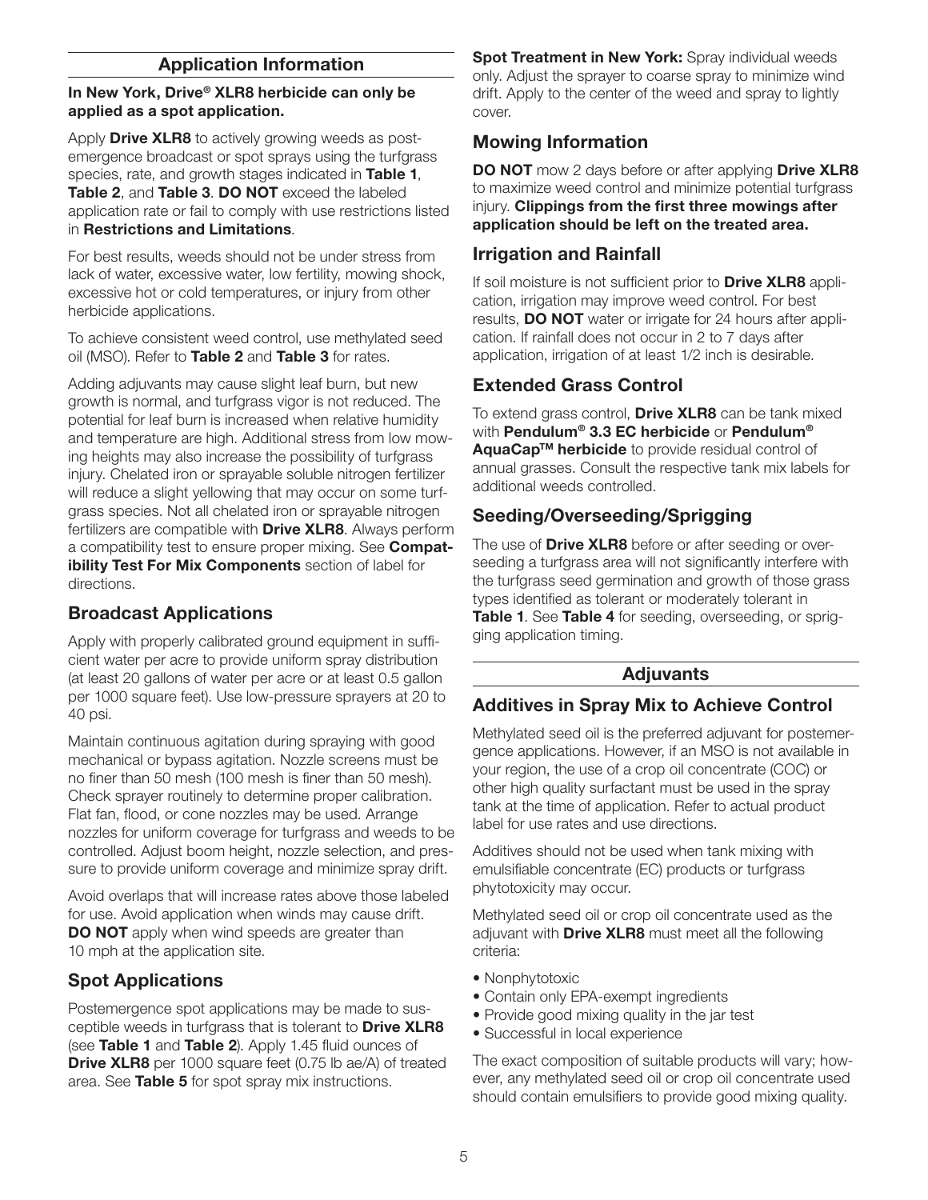## Application Information

**In New York, Drive® XLR8 herbicide can only be applied as a spot application.**

Apply **Drive XLR8** to actively growing weeds as post-emergence broadcast or spot sprays using the turfgrass species, rate, and growth stages indicated in **Table 1**, **Table 2**, and **Table 3**. **DO NOT** exceed the labeled application rate or fail to comply with use restrictions listed in **Restrictions and Limitations**.

For best results, weeds should not be under stress from lack of water, excessive water, low fertility, mowing shock, excessive hot or cold temperatures, or injury from other herbicide applications.

To achieve consistent weed control, use methylated seed oil (MSO). Refer to **Table 2** and **Table 3** for rates.

Adding adjuvants may cause slight leaf burn, but new growth is normal, and turfgrass vigor is not reduced. The potential for leaf burn is increased when relative humidity and temperature are high. Additional stress from low mowing heights may also increase the possibility of turfgrass injury. Chelated iron or sprayable soluble nitrogen fertilizer will reduce a slight yellowing that may occur on some turfgrass species. Not all chelated iron or sprayable nitrogen fertilizers are compatible with **Drive XLR8**. Always perform a compatibility test to ensure proper mixing. See **Compatibility Test For Mix Components** section of label for directions.

### Broadcast Applications

Apply with properly calibrated ground equipment in sufficient water per acre to provide uniform spray distribution (at least 20 gallons of water per acre or at least 0.5 gallon per 1000 square feet). Use low-pressure sprayers at 20 to 40 psi.

Maintain continuous agitation during spraying with good mechanical or bypass agitation. Nozzle screens must be no finer than 50 mesh (100 mesh is finer than 50 mesh). Check sprayer routinely to determine proper calibration. Flat fan, flood, or cone nozzles may be used. Arrange nozzles for uniform coverage for turfgrass and weeds to be controlled. Adjust boom height, nozzle selection, and pressure to provide uniform coverage and minimize spray drift.

Avoid overlaps that will increase rates above those labeled for use. Avoid application when winds may cause drift. **DO NOT** apply when wind speeds are greater than 10 mph at the application site.

### Spot Applications

Postemergence spot applications may be made to susceptible weeds in turfgrass that is tolerant to **Drive XLR8** (see **Table 1** and **Table 2**). Apply 1.45 fluid ounces of **Drive XLR8** per 1000 square feet (0.75 lb ae/A) of treated area. See **Table 5** for spot spray mix instructions.

**Spot Treatment in New York:** Spray individual weeds only. Adjust the sprayer to coarse spray to minimize wind drift. Apply to the center of the weed and spray to lightly cover.

### Mowing Information

**DO NOT** mow 2 days before or after applying **Drive XLR8** to maximize weed control and minimize potential turfgrass injury. **Clippings from the first three mowings after application should be left on the treated area.**

### Irrigation and Rainfall

If soil moisture is not sufficient prior to **Drive XLR8** application, irrigation may improve weed control. For best results, **DO NOT** water or irrigate for 24 hours after application. If rainfall does not occur in 2 to 7 days after application, irrigation of at least 1/2 inch is desirable.

### Extended Grass Control

To extend grass control, **Drive XLR8** can be tank mixed with **Pendulum® 3.3 EC herbicide** or **Pendulum® AquaCap™ herbicide** to provide residual control of annual grasses. Consult the respective tank mix labels for additional weeds controlled.

### Seeding/Overseeding/Sprigging

The use of **Drive XLR8** before or after seeding or overseeding a turfgrass area will not significantly interfere with the turfgrass seed germination and growth of those grass types identified as tolerant or moderately tolerant in **Table 1**. See **Table 4** for seeding, overseeding, or sprigging application timing.

## Adjuvants

### Additives in Spray Mix to Achieve Control

Methylated seed oil is the preferred adjuvant for postemergence applications. However, if an MSO is not available in your region, the use of a crop oil concentrate (COC) or other high quality surfactant must be used in the spray tank at the time of application. Refer to actual product label for use rates and use directions.

Additives should not be used when tank mixing with emulsifiable concentrate (EC) products or turfgrass phytotoxicity may occur.

Methylated seed oil or crop oil concentrate used as the adjuvant with **Drive XLR8** must meet all the following criteria:

- Nonphytotoxic
- Contain only EPA-exempt ingredients
- Provide good mixing quality in the jar test
- Successful in local experience

The exact composition of suitable products will vary; however, any methylated seed oil or crop oil concentrate used should contain emulsifiers to provide good mixing quality.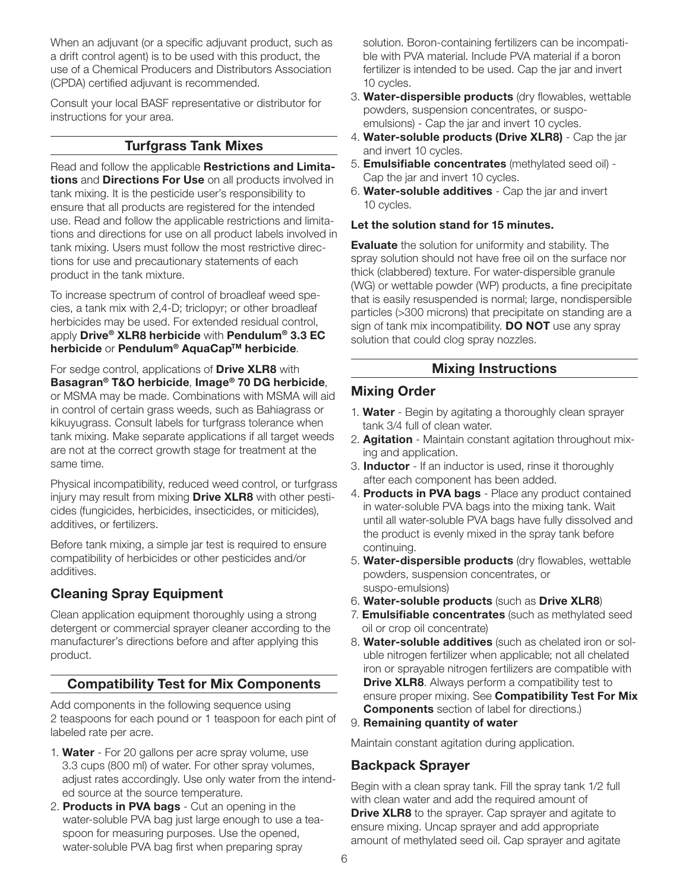When an adjuvant (or a specific adjuvant product, such as a drift control agent) is to be used with this product, the use of a Chemical Producers and Distributors Association (CPDA) certified adjuvant is recommended.

Consult your local BASF representative or distributor for instructions for your area.

## Turfgrass Tank Mixes

Read and follow the applicable **Restrictions and Limitations** and **Directions For Use** on all products involved in tank mixing. It is the pesticide user's responsibility to ensure that all products are registered for the intended use. Read and follow the applicable restrictions and limitations and directions for use on all product labels involved in tank mixing. Users must follow the most restrictive directions for use and precautionary statements of each product in the tank mixture.

To increase spectrum of control of broadleaf weed species, a tank mix with 2,4-D; triclopyr; or other broadleaf herbicides may be used. For extended residual control, apply **Drive® XLR8 herbicide** with **Pendulum® 3.3 EC herbicide** or **Pendulum® AquaCap™ herbicide**.

For sedge control, applications of **Drive XLR8** with **Basagran® T&O herbicide**, **Image® 70 DG herbicide**, or MSMA may be made. Combinations with MSMA will aid in control of certain grass weeds, such as Bahiagrass or kikuyugrass. Consult labels for turfgrass tolerance when tank mixing. Make separate applications if all target weeds are not at the correct growth stage for treatment at the same time.

Physical incompatibility, reduced weed control, or turfgrass injury may result from mixing **Drive XLR8** with other pesticides (fungicides, herbicides, insecticides, or miticides), additives, or fertilizers.

Before tank mixing, a simple jar test is required to ensure compatibility of herbicides or other pesticides and/or additives.

### Cleaning Spray Equipment

Clean application equipment thoroughly using a strong detergent or commercial sprayer cleaner according to the manufacturer's directions before and after applying this product.

## Compatibility Test for Mix Components

Add components in the following sequence using 2 teaspoons for each pound or 1 teaspoon for each pint of labeled rate per acre.

1. **Water** - For 20 gallons per acre spray volume, use 3.3 cups (800 ml) of water. For other spray volumes, adjust rates accordingly. Use only water from the intended source at the source temperature.
2. **Products in PVA bags** - Cut an opening in the water-soluble PVA bag just large enough to use a teaspoon for measuring purposes. Use the opened, water-soluble PVA bag first when preparing spray solution. Boron-containing fertilizers can be incompatible with PVA material. Include PVA material if a boron fertilizer is intended to be used. Cap the jar and invert 10 cycles.
3. **Water-dispersible products** (dry flowables, wettable powders, suspension concentrates, or suspo-emulsions) - Cap the jar and invert 10 cycles.
4. **Water-soluble products (Drive XLR8)** - Cap the jar and invert 10 cycles.
5. **Emulsifiable concentrates** (methylated seed oil) - Cap the jar and invert 10 cycles.
6. **Water-soluble additives** - Cap the jar and invert 10 cycles.

**Let the solution stand for 15 minutes.**

**Evaluate** the solution for uniformity and stability. The spray solution should not have free oil on the surface nor thick (clabbered) texture. For water-dispersible granule (WG) or wettable powder (WP) products, a fine precipitate that is easily resuspended is normal; large, nondispersible particles (>300 microns) that precipitate on standing are a sign of tank mix incompatibility. **DO NOT** use any spray solution that could clog spray nozzles.

## Mixing Instructions

### Mixing Order

1. **Water** - Begin by agitating a thoroughly clean sprayer tank 3/4 full of clean water.
2. **Agitation** - Maintain constant agitation throughout mixing and application.
3. **Inductor** - If an inductor is used, rinse it thoroughly after each component has been added.
4. **Products in PVA bags** - Place any product contained in water-soluble PVA bags into the mixing tank. Wait until all water-soluble PVA bags have fully dissolved and the product is evenly mixed in the spray tank before continuing.
5. **Water-dispersible products** (dry flowables, wettable powders, suspension concentrates, or suspo-emulsions)
6. **Water-soluble products** (such as **Drive XLR8**)
7. **Emulsifiable concentrates** (such as methylated seed oil or crop oil concentrate)
8. **Water-soluble additives** (such as chelated iron or soluble nitrogen fertilizer when applicable; not all chelated iron or sprayable nitrogen fertilizers are compatible with **Drive XLR8**. Always perform a compatibility test to ensure proper mixing. See **Compatibility Test For Mix Components** section of label for directions.)
9. **Remaining quantity of water**

Maintain constant agitation during application.

### Backpack Sprayer

Begin with a clean spray tank. Fill the spray tank 1/2 full with clean water and add the required amount of **Drive XLR8** to the sprayer. Cap sprayer and agitate to ensure mixing. Uncap sprayer and add appropriate amount of methylated seed oil. Cap sprayer and agitate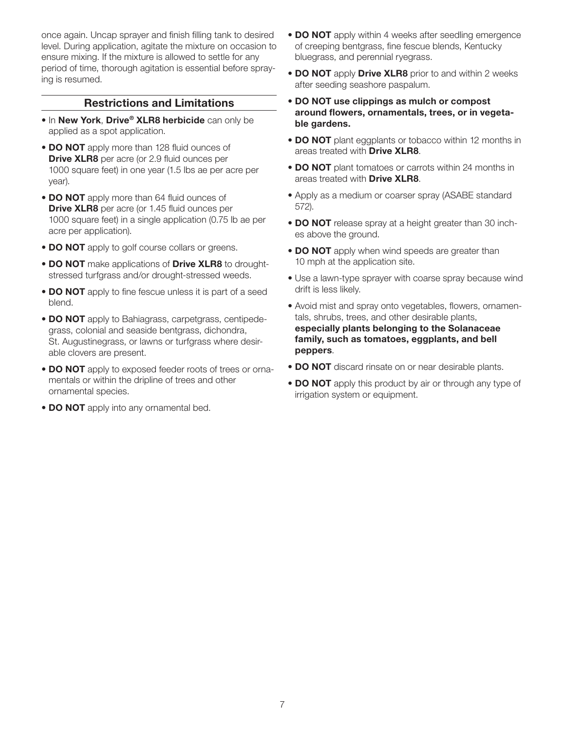once again. Uncap sprayer and finish filling tank to desired level. During application, agitate the mixture on occasion to ensure mixing. If the mixture is allowed to settle for any period of time, thorough agitation is essential before spraying is resumed.

## Restrictions and Limitations

- In **New York**, **Drive® XLR8 herbicide** can only be applied as a spot application.
- **DO NOT** apply more than 128 fluid ounces of **Drive XLR8** per acre (or 2.9 fluid ounces per 1000 square feet) in one year (1.5 lbs ae per acre per year).
- **DO NOT** apply more than 64 fluid ounces of **Drive XLR8** per acre (or 1.45 fluid ounces per 1000 square feet) in a single application (0.75 lb ae per acre per application).
- **DO NOT** apply to golf course collars or greens.
- **DO NOT** make applications of **Drive XLR8** to drought-stressed turfgrass and/or drought-stressed weeds.
- **DO NOT** apply to fine fescue unless it is part of a seed blend.
- **DO NOT** apply to Bahiagrass, carpetgrass, centipedegrass, colonial and seaside bentgrass, dichondra, St. Augustinegrass, or lawns or turfgrass where desirable clovers are present.
- **DO NOT** apply to exposed feeder roots of trees or ornamentals or within the dripline of trees and other ornamental species.
- **DO NOT** apply into any ornamental bed.
- **DO NOT** apply within 4 weeks after seedling emergence of creeping bentgrass, fine fescue blends, Kentucky bluegrass, and perennial ryegrass.
- **DO NOT** apply **Drive XLR8** prior to and within 2 weeks after seeding seashore paspalum.
- **DO NOT use clippings as mulch or compost around flowers, ornamentals, trees, or in vegetable gardens.**
- **DO NOT** plant eggplants or tobacco within 12 months in areas treated with **Drive XLR8**.
- **DO NOT** plant tomatoes or carrots within 24 months in areas treated with **Drive XLR8**.
- Apply as a medium or coarser spray (ASABE standard 572).
- **DO NOT** release spray at a height greater than 30 inches above the ground.
- **DO NOT** apply when wind speeds are greater than 10 mph at the application site.
- Use a lawn-type sprayer with coarse spray because wind drift is less likely.
- Avoid mist and spray onto vegetables, flowers, ornamentals, shrubs, trees, and other desirable plants, **especially plants belonging to the Solanaceae family, such as tomatoes, eggplants, and bell peppers**.
- **DO NOT** discard rinsate on or near desirable plants.
- **DO NOT** apply this product by air or through any type of irrigation system or equipment.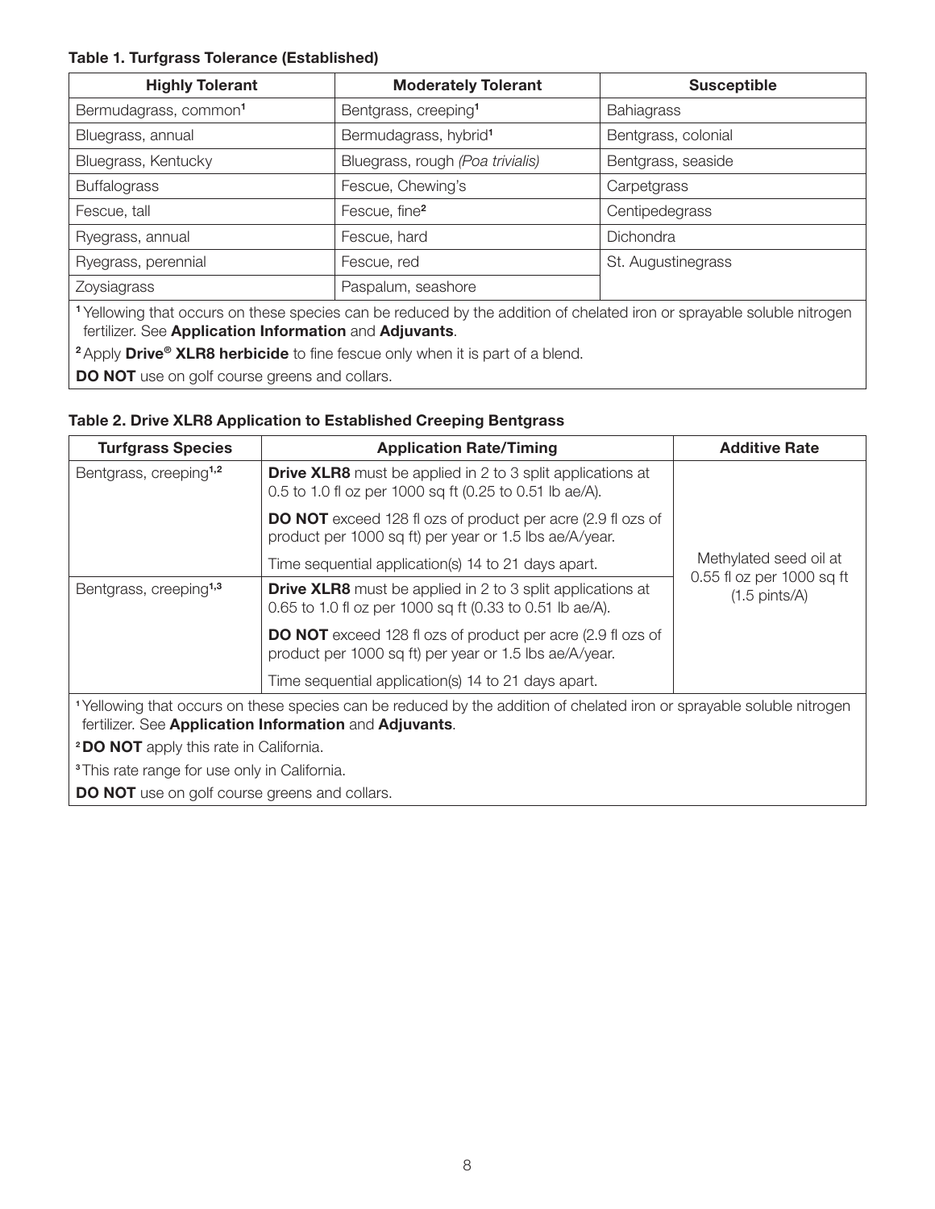**Table 1. Turfgrass Tolerance (Established)**

| Highly Tolerant | Moderately Tolerant | Susceptible |
|---|---|---|
| Bermudagrass, common[1] | Bentgrass, creeping[1] | Bahiagrass |
| Bluegrass, annual | Bermudagrass, hybrid[1] | Bentgrass, colonial |
| Bluegrass, Kentucky | Bluegrass, rough *(Poa trivialis)* | Bentgrass, seaside |
| Buffalograss | Fescue, Chewing's | Carpetgrass |
| Fescue, tall | Fescue, fine[2] | Centipedegrass |
| Ryegrass, annual | Fescue, hard | Dichondra |
| Ryegrass, perennial | Fescue, red | St. Augustinegrass |
| Zoysiagrass | Paspalum, seashore | |

[1] Yellowing that occurs on these species can be reduced by the addition of chelated iron or sprayable soluble nitrogen fertilizer. See **Application Information** and **Adjuvants**.

[2] Apply **Drive® XLR8 herbicide** to fine fescue only when it is part of a blend.

**DO NOT** use on golf course greens and collars.

**Table 2. Drive XLR8 Application to Established Creeping Bentgrass**

| Turfgrass Species | Application Rate/Timing | Additive Rate |
|---|---|---|
| Bentgrass, creeping[1,2] | **Drive XLR8** must be applied in 2 to 3 split applications at 0.5 to 1.0 fl oz per 1000 sq ft (0.25 to 0.51 lb ae/A). | Methylated seed oil at 0.55 fl oz per 1000 sq ft (1.5 pints/A) |
| | **DO NOT** exceed 128 fl ozs of product per acre (2.9 fl ozs of product per 1000 sq ft) per year or 1.5 lbs ae/A/year. | |
| | Time sequential application(s) 14 to 21 days apart. | |
| Bentgrass, creeping[1,3] | **Drive XLR8** must be applied in 2 to 3 split applications at 0.65 to 1.0 fl oz per 1000 sq ft (0.33 to 0.51 lb ae/A). | |
| | **DO NOT** exceed 128 fl ozs of product per acre (2.9 fl ozs of product per 1000 sq ft) per year or 1.5 lbs ae/A/year. | |
| | Time sequential application(s) 14 to 21 days apart. | |

[1] Yellowing that occurs on these species can be reduced by the addition of chelated iron or sprayable soluble nitrogen fertilizer. See **Application Information** and **Adjuvants**.

[2] **DO NOT** apply this rate in California.

[3] This rate range for use only in California.

**DO NOT** use on golf course greens and collars.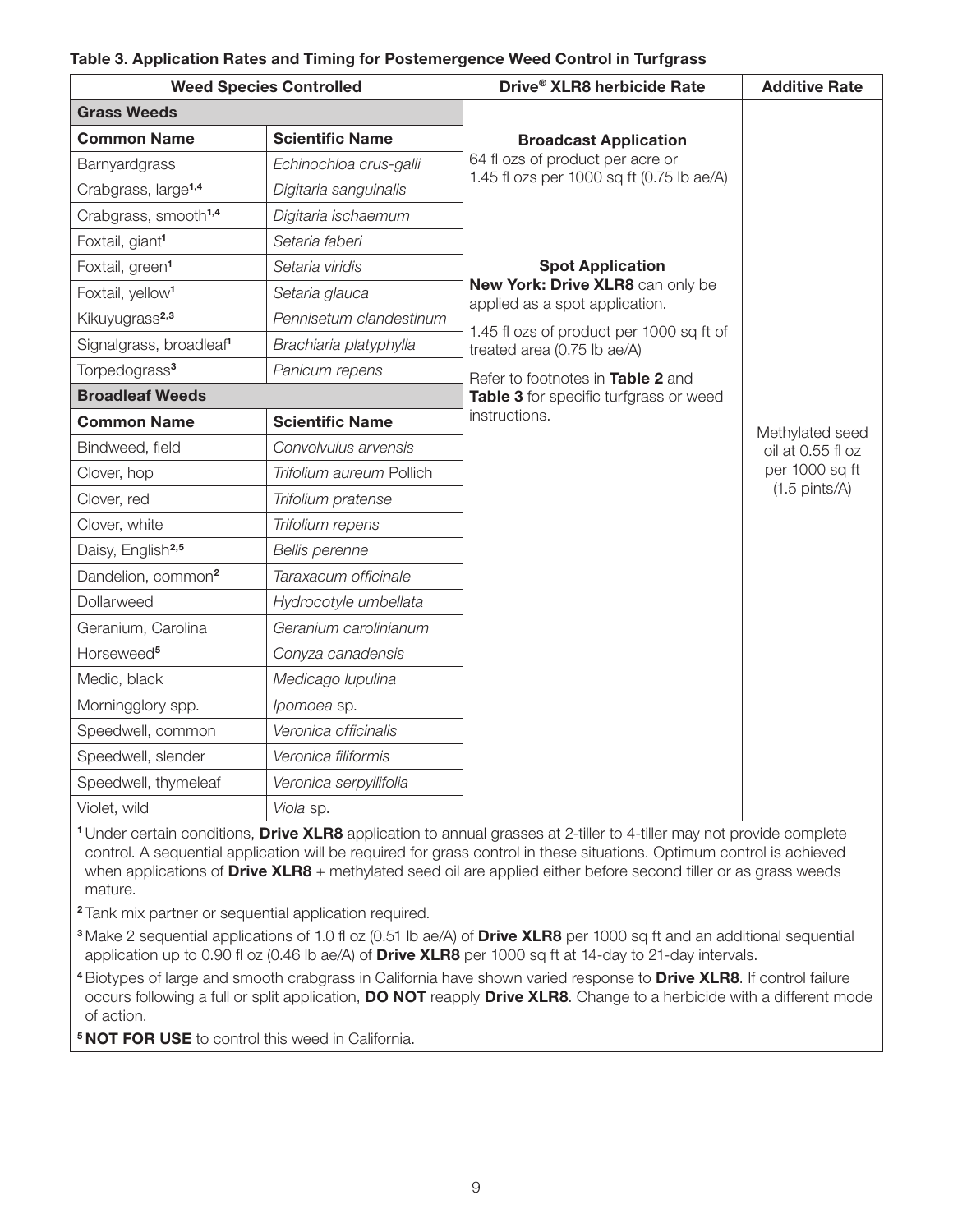**Table 3. Application Rates and Timing for Postemergence Weed Control in Turfgrass**

| Weed Species Controlled | | Drive® XLR8 herbicide Rate | Additive Rate |
|---|---|---|---|
| **Grass Weeds** | | **Broadcast Application** 64 fl ozs of product per acre or 1.45 fl ozs per 1000 sq ft (0.75 lb ae/A) **Spot Application** **New York: Drive XLR8** can only be applied as a spot application. 1.45 fl ozs of product per 1000 sq ft of treated area (0.75 lb ae/A) Refer to footnotes in **Table 2** and **Table 3** for specific turfgrass or weed instructions. | Methylated seed oil at 0.55 fl oz per 1000 sq ft (1.5 pints/A) |
| **Common Name** | **Scientific Name** | | |
| Barnyardgrass | *Echinochloa crus-galli* | | |
| Crabgrass, large[1,4] | *Digitaria sanguinalis* | | |
| Crabgrass, smooth[1,4] | *Digitaria ischaemum* | | |
| Foxtail, giant[1] | *Setaria faberi* | | |
| Foxtail, green[1] | *Setaria viridis* | | |
| Foxtail, yellow[1] | *Setaria glauca* | | |
| Kikuyugrass[2,3] | *Pennisetum clandestinum* | | |
| Signalgrass, broadleaf[1] | *Brachiaria platyphylla* | | |
| Torpedograss[3] | *Panicum repens* | | |
| **Broadleaf Weeds** | | | |
| **Common Name** | **Scientific Name** | | |
| Bindweed, field | *Convolvulus arvensis* | | |
| Clover, hop | *Trifolium aureum* Pollich | | |
| Clover, red | *Trifolium pratense* | | |
| Clover, white | *Trifolium repens* | | |
| Daisy, English[2,5] | *Bellis perenne* | | |
| Dandelion, common[2] | *Taraxacum officinale* | | |
| Dollarweed | *Hydrocotyle umbellata* | | |
| Geranium, Carolina | *Geranium carolinianum* | | |
| Horseweed[5] | *Conyza canadensis* | | |
| Medic, black | *Medicago lupulina* | | |
| Morningglory spp. | *Ipomoea* sp. | | |
| Speedwell, common | *Veronica officinalis* | | |
| Speedwell, slender | *Veronica filiformis* | | |
| Speedwell, thymeleaf | *Veronica serpyllifolia* | | |
| Violet, wild | *Viola* sp. | | |

[1] Under certain conditions, **Drive XLR8** application to annual grasses at 2-tiller to 4-tiller may not provide complete control. A sequential application will be required for grass control in these situations. Optimum control is achieved when applications of **Drive XLR8** + methylated seed oil are applied either before second tiller or as grass weeds mature.

[2] Tank mix partner or sequential application required.

[3] Make 2 sequential applications of 1.0 fl oz (0.51 lb ae/A) of **Drive XLR8** per 1000 sq ft and an additional sequential application up to 0.90 fl oz (0.46 lb ae/A) of **Drive XLR8** per 1000 sq ft at 14-day to 21-day intervals.

[4] Biotypes of large and smooth crabgrass in California have shown varied response to **Drive XLR8**. If control failure occurs following a full or split application, **DO NOT** reapply **Drive XLR8**. Change to a herbicide with a different mode of action.

[5] **NOT FOR USE** to control this weed in California.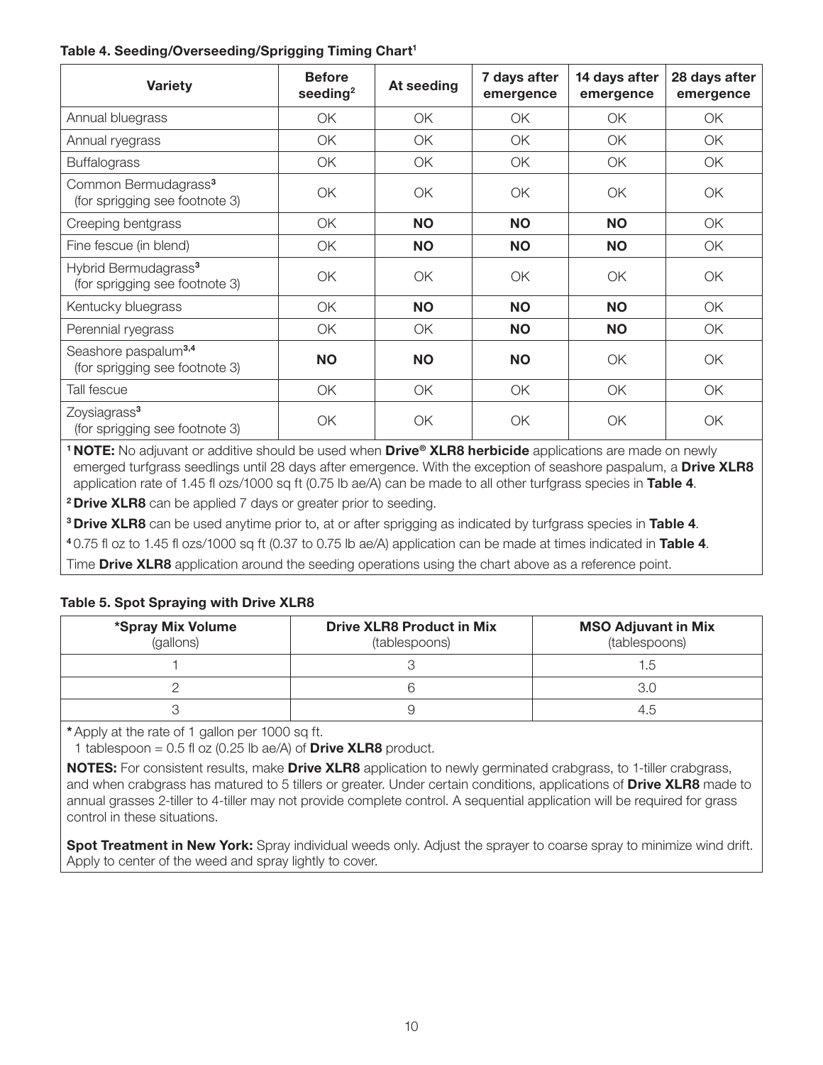**Table 4. Seeding/Overseeding/Sprigging Timing Chart[1]**

| Variety | Before seeding[2] | At seeding | 7 days after emergence | 14 days after emergence | 28 days after emergence |
|---|---|---|---|---|---|
| Annual bluegrass | OK | OK | OK | OK | OK |
| Annual ryegrass | OK | OK | OK | OK | OK |
| Buffalograss | OK | OK | OK | OK | OK |
| Common Bermudagrass[3] (for sprigging see footnote 3) | OK | OK | OK | OK | OK |
| Creeping bentgrass | OK | **NO** | **NO** | **NO** | OK |
| Fine fescue (in blend) | OK | **NO** | **NO** | **NO** | OK |
| Hybrid Bermudagrass[3] (for sprigging see footnote 3) | OK | OK | OK | OK | OK |
| Kentucky bluegrass | OK | **NO** | **NO** | **NO** | OK |
| Perennial ryegrass | OK | OK | **NO** | **NO** | OK |
| Seashore paspalum[3,4] (for sprigging see footnote 3) | **NO** | **NO** | **NO** | OK | OK |
| Tall fescue | OK | OK | OK | OK | OK |
| Zoysiagrass[3] (for sprigging see footnote 3) | OK | OK | OK | OK | OK |

[1] **NOTE:** No adjuvant or additive should be used when **Drive® XLR8 herbicide** applications are made on newly emerged turfgrass seedlings until 28 days after emergence. With the exception of seashore paspalum, a **Drive XLR8** application rate of 1.45 fl ozs/1000 sq ft (0.75 lb ae/A) can be made to all other turfgrass species in **Table 4**.

[2] **Drive XLR8** can be applied 7 days or greater prior to seeding.

[3] **Drive XLR8** can be used anytime prior to, at or after sprigging as indicated by turfgrass species in **Table 4**.

[4] 0.75 fl oz to 1.45 fl ozs/1000 sq ft (0.37 to 0.75 lb ae/A) application can be made at times indicated in **Table 4**.

Time **Drive XLR8** application around the seeding operations using the chart above as a reference point.

**Table 5. Spot Spraying with Drive XLR8**

| *Spray Mix Volume (gallons) | Drive XLR8 Product in Mix (tablespoons) | MSO Adjuvant in Mix (tablespoons) |
|---|---|---|
| 1 | 3 | 1.5 |
| 2 | 6 | 3.0 |
| 3 | 9 | 4.5 |

* Apply at the rate of 1 gallon per 1000 sq ft.
1 tablespoon = 0.5 fl oz (0.25 lb ae/A) of **Drive XLR8** product.

**NOTES:** For consistent results, make **Drive XLR8** application to newly germinated crabgrass, to 1-tiller crabgrass, and when crabgrass has matured to 5 tillers or greater. Under certain conditions, applications of **Drive XLR8** made to annual grasses 2-tiller to 4-tiller may not provide complete control. A sequential application will be required for grass control in these situations.

**Spot Treatment in New York:** Spray individual weeds only. Adjust the sprayer to coarse spray to minimize wind drift. Apply to center of the weed and spray lightly to cover.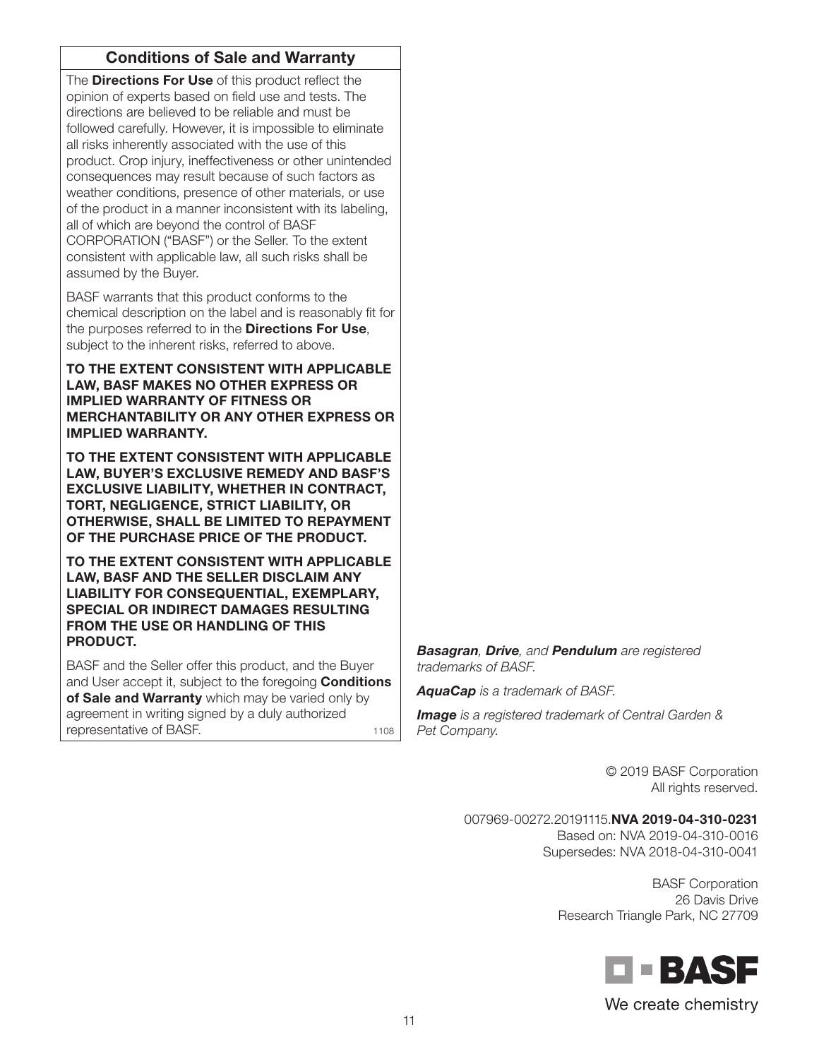## Conditions of Sale and Warranty

The **Directions For Use** of this product reflect the opinion of experts based on field use and tests. The directions are believed to be reliable and must be followed carefully. However, it is impossible to eliminate all risks inherently associated with the use of this product. Crop injury, ineffectiveness or other unintended consequences may result because of such factors as weather conditions, presence of other materials, or use of the product in a manner inconsistent with its labeling, all of which are beyond the control of BASF CORPORATION ("BASF") or the Seller. To the extent consistent with applicable law, all such risks shall be assumed by the Buyer.

BASF warrants that this product conforms to the chemical description on the label and is reasonably fit for the purposes referred to in the **Directions For Use**, subject to the inherent risks, referred to above.

**TO THE EXTENT CONSISTENT WITH APPLICABLE LAW, BASF MAKES NO OTHER EXPRESS OR IMPLIED WARRANTY OF FITNESS OR MERCHANTABILITY OR ANY OTHER EXPRESS OR IMPLIED WARRANTY.**

**TO THE EXTENT CONSISTENT WITH APPLICABLE LAW, BUYER'S EXCLUSIVE REMEDY AND BASF'S EXCLUSIVE LIABILITY, WHETHER IN CONTRACT, TORT, NEGLIGENCE, STRICT LIABILITY, OR OTHERWISE, SHALL BE LIMITED TO REPAYMENT OF THE PURCHASE PRICE OF THE PRODUCT.**

**TO THE EXTENT CONSISTENT WITH APPLICABLE LAW, BASF AND THE SELLER DISCLAIM ANY LIABILITY FOR CONSEQUENTIAL, EXEMPLARY, SPECIAL OR INDIRECT DAMAGES RESULTING FROM THE USE OR HANDLING OF THIS PRODUCT.**

BASF and the Seller offer this product, and the Buyer and User accept it, subject to the foregoing **Conditions of Sale and Warranty** which may be varied only by agreement in writing signed by a duly authorized representative of BASF. 1108

***Basagran**, **Drive**, and **Pendulum** are registered trademarks of BASF.*

***AquaCap** is a trademark of BASF.*

***Image** is a registered trademark of Central Garden & Pet Company.*

© 2019 BASF Corporation
All rights reserved.

007969-00272.20191115.**NVA 2019-04-310-0231**
Based on: NVA 2019-04-310-0016
Supersedes: NVA 2018-04-310-0041

BASF Corporation
26 Davis Drive
Research Triangle Park, NC 27709

BASF

We create chemistry